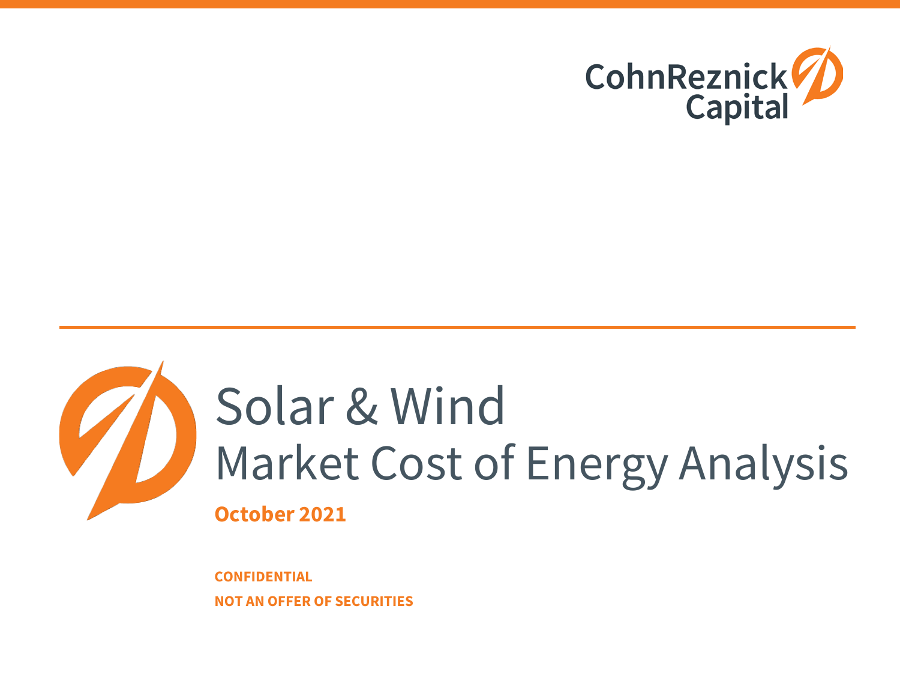CohnReznick Capital

# Solar & Wind
## Market Cost of Energy Analysis

**October 2021**

**CONFIDENTIAL**

**NOT AN OFFER OF SECURITIES**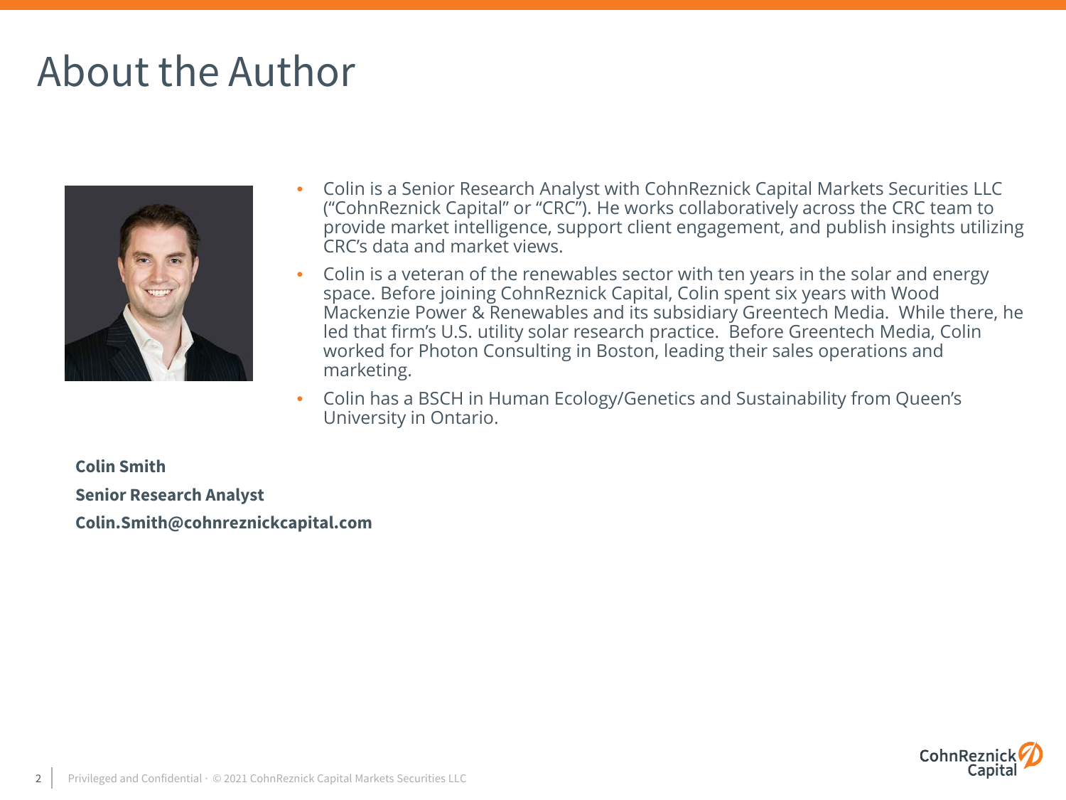# About the Author

- Colin is a Senior Research Analyst with CohnReznick Capital Markets Securities LLC ("CohnReznick Capital" or "CRC"). He works collaboratively across the CRC team to provide market intelligence, support client engagement, and publish insights utilizing CRC's data and market views.
- Colin is a veteran of the renewables sector with ten years in the solar and energy space. Before joining CohnReznick Capital, Colin spent six years with Wood Mackenzie Power & Renewables and its subsidiary Greentech Media. While there, he led that firm's U.S. utility solar research practice. Before Greentech Media, Colin worked for Photon Consulting in Boston, leading their sales operations and marketing.
- Colin has a BSCH in Human Ecology/Genetics and Sustainability from Queen's University in Ontario.

**Colin Smith**

**Senior Research Analyst**

**Colin.Smith@cohnreznickcapital.com**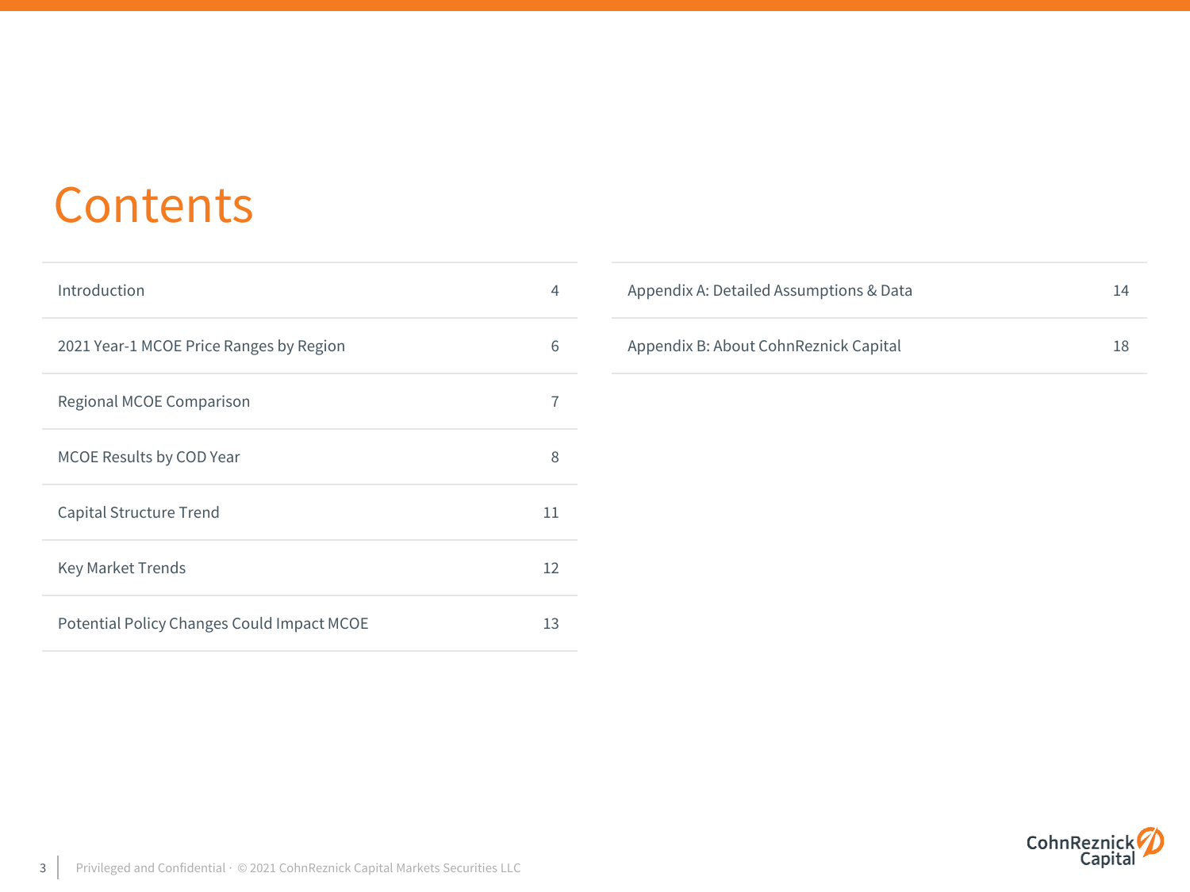# Contents

| | |
|---|---|
| Introduction | 4 |
| 2021 Year-1 MCOE Price Ranges by Region | 6 |
| Regional MCOE Comparison | 7 |
| MCOE Results by COD Year | 8 |
| Capital Structure Trend | 11 |
| Key Market Trends | 12 |
| Potential Policy Changes Could Impact MCOE | 13 |
| Appendix A: Detailed Assumptions & Data | 14 |
| Appendix B: About CohnReznick Capital | 18 |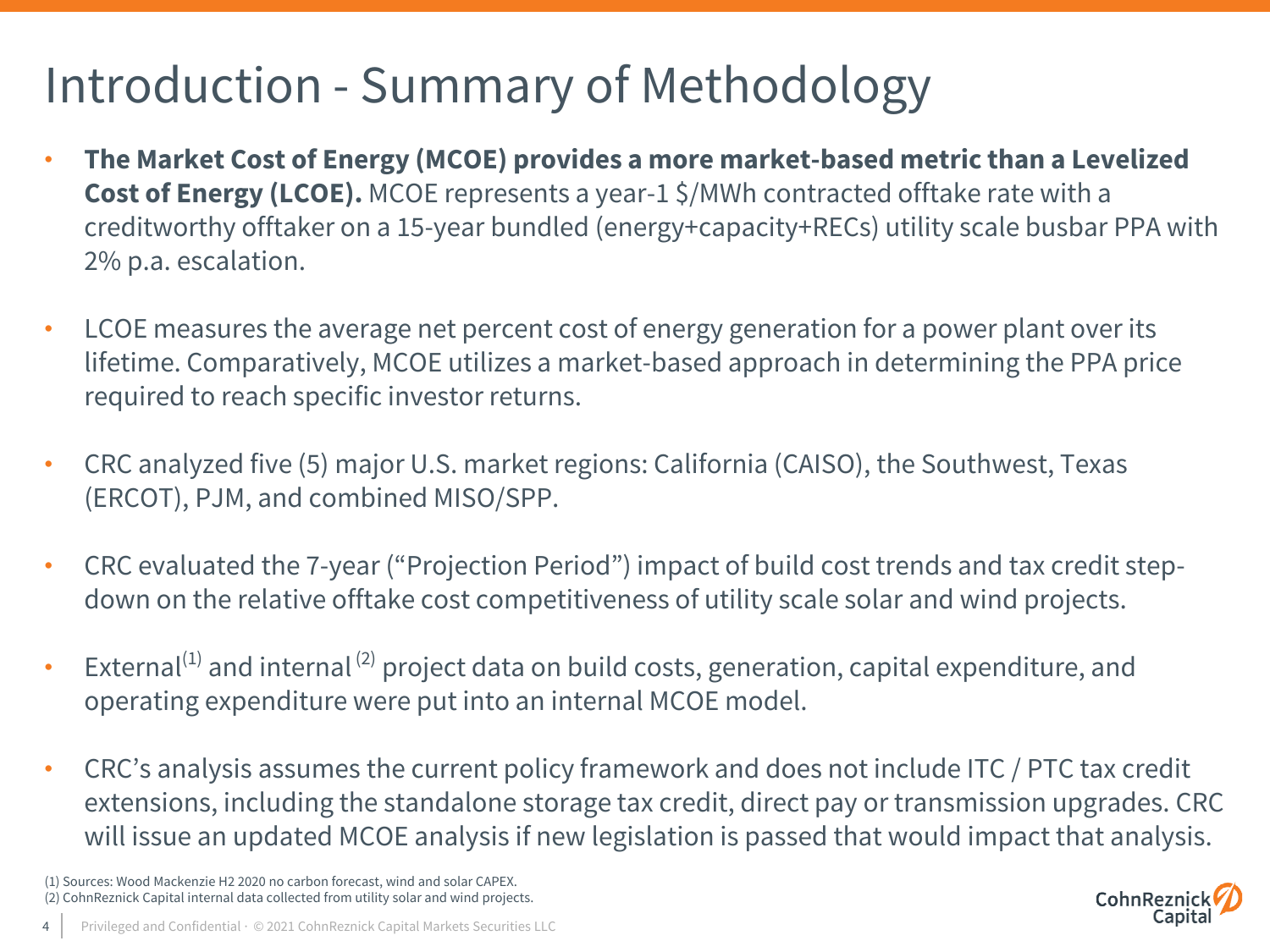# Introduction - Summary of Methodology

- **The Market Cost of Energy (MCOE) provides a more market-based metric than a Levelized Cost of Energy (LCOE).** MCOE represents a year-1 $/MWh contracted offtake rate with a creditworthy offtaker on a 15-year bundled (energy+capacity+RECs) utility scale busbar PPA with 2% p.a. escalation.
- LCOE measures the average net percent cost of energy generation for a power plant over its lifetime. Comparatively, MCOE utilizes a market-based approach in determining the PPA price required to reach specific investor returns.
- CRC analyzed five (5) major U.S. market regions: California (CAISO), the Southwest, Texas (ERCOT), PJM, and combined MISO/SPP.
- CRC evaluated the 7-year ("Projection Period") impact of build cost trends and tax credit step-down on the relative offtake cost competitiveness of utility scale solar and wind projects.
- External(1) and internal (2) project data on build costs, generation, capital expenditure, and operating expenditure were put into an internal MCOE model.
- CRC's analysis assumes the current policy framework and does not include ITC / PTC tax credit extensions, including the standalone storage tax credit, direct pay or transmission upgrades. CRC will issue an updated MCOE analysis if new legislation is passed that would impact that analysis.

(1) Sources: Wood Mackenzie H2 2020 no carbon forecast, wind and solar CAPEX.
(2) CohnReznick Capital internal data collected from utility solar and wind projects.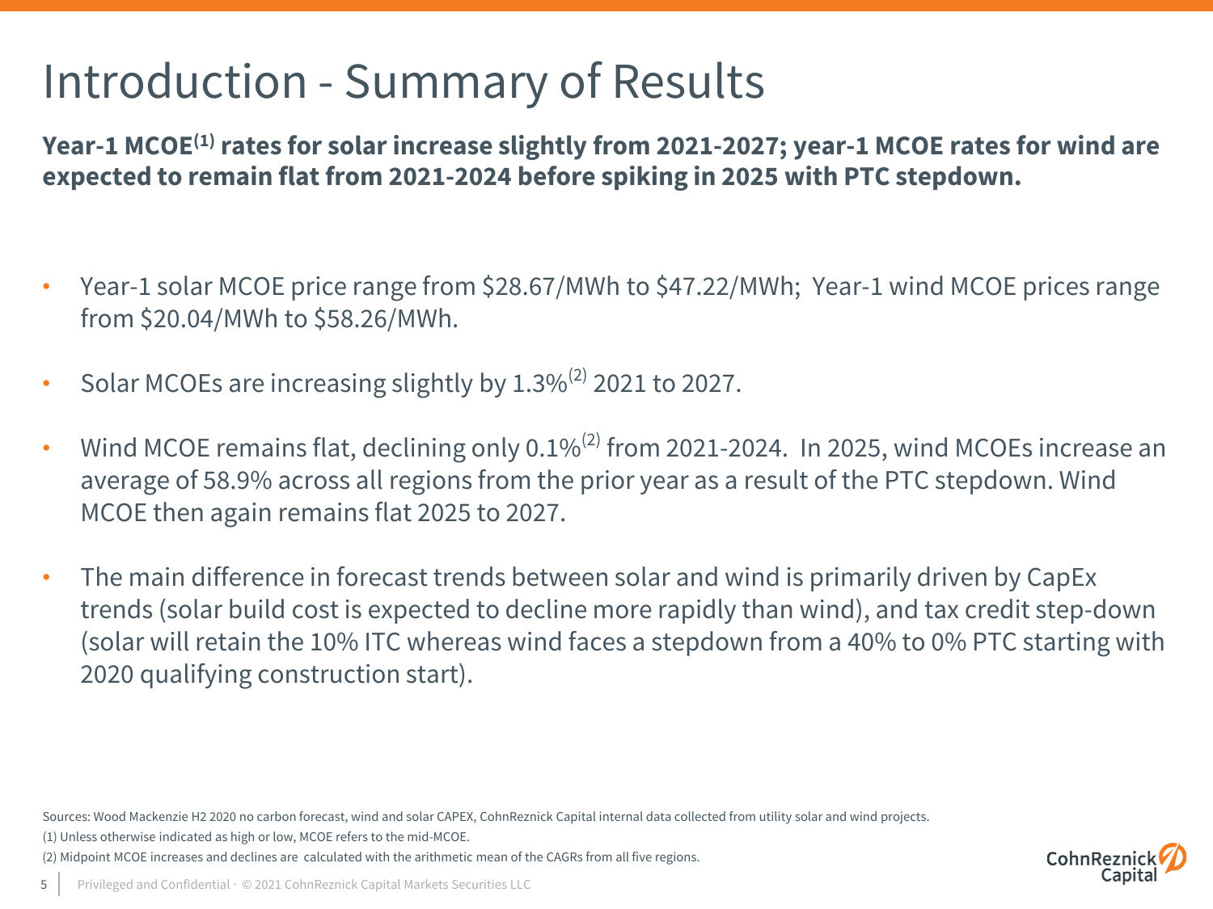# Introduction - Summary of Results

**Year-1 MCOE[1] rates for solar increase slightly from 2021-2027; year-1 MCOE rates for wind are expected to remain flat from 2021-2024 before spiking in 2025 with PTC stepdown.**

- Year-1 solar MCOE price range from $28.67/MWh to $47.22/MWh; Year-1 wind MCOE prices range from $20.04/MWh to $58.26/MWh.
- Solar MCOEs are increasing slightly by 1.3%[2] 2021 to 2027.
- Wind MCOE remains flat, declining only 0.1%[2] from 2021-2024. In 2025, wind MCOEs increase an average of 58.9% across all regions from the prior year as a result of the PTC stepdown. Wind MCOE then again remains flat 2025 to 2027.
- The main difference in forecast trends between solar and wind is primarily driven by CapEx trends (solar build cost is expected to decline more rapidly than wind), and tax credit step-down (solar will retain the 10% ITC whereas wind faces a stepdown from a 40% to 0% PTC starting with 2020 qualifying construction start).

Sources: Wood Mackenzie H2 2020 no carbon forecast, wind and solar CAPEX, CohnReznick Capital internal data collected from utility solar and wind projects.

(1) Unless otherwise indicated as high or low, MCOE refers to the mid-MCOE.

(2) Midpoint MCOE increases and declines are calculated with the arithmetic mean of the CAGRs from all five regions.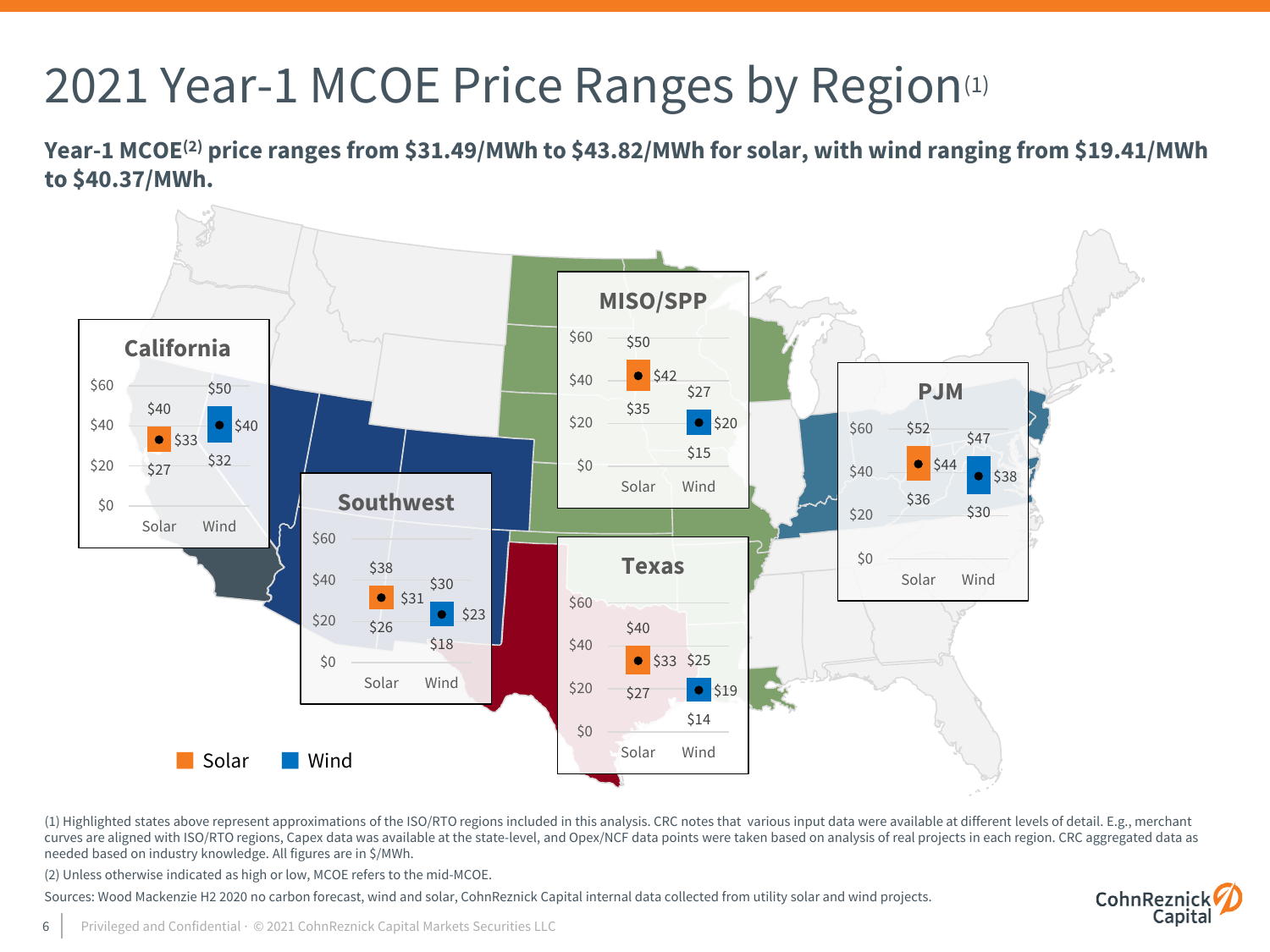# 2021 Year-1 MCOE Price Ranges by Region(1)

**Year-1 MCOE(2) price ranges from $31.49/MWh to $43.82/MWh for solar, with wind ranging from $19.41/MWh to $40.37/MWh.**

| Region | Solar Low | Solar Mid | Solar High | Wind Low | Wind Mid | Wind High |
|---|---|---|---|---|---|---|
| California | $27 | $33 | $40 | $32 | $40 | $50 |
| Southwest | $26 | $31 | $38 | $18 | $23 | $30 |
| MISO/SPP | $35 | $42 | $50 | $15 | $20 | $27 |
| Texas | $27 | $33 | $40 | $14 | $19 | $25 |
| PJM | $36 | $44 | $52 | $30 | $38 | $47 |

(1) Highlighted states above represent approximations of the ISO/RTO regions included in this analysis. CRC notes that various input data were available at different levels of detail. E.g., merchant curves are aligned with ISO/RTO regions, Capex data was available at the state-level, and Opex/NCF data points were taken based on analysis of real projects in each region. CRC aggregated data as needed based on industry knowledge. All figures are in $/MWh.

(2) Unless otherwise indicated as high or low, MCOE refers to the mid-MCOE.

Sources: Wood Mackenzie H2 2020 no carbon forecast, wind and solar, CohnReznick Capital internal data collected from utility solar and wind projects.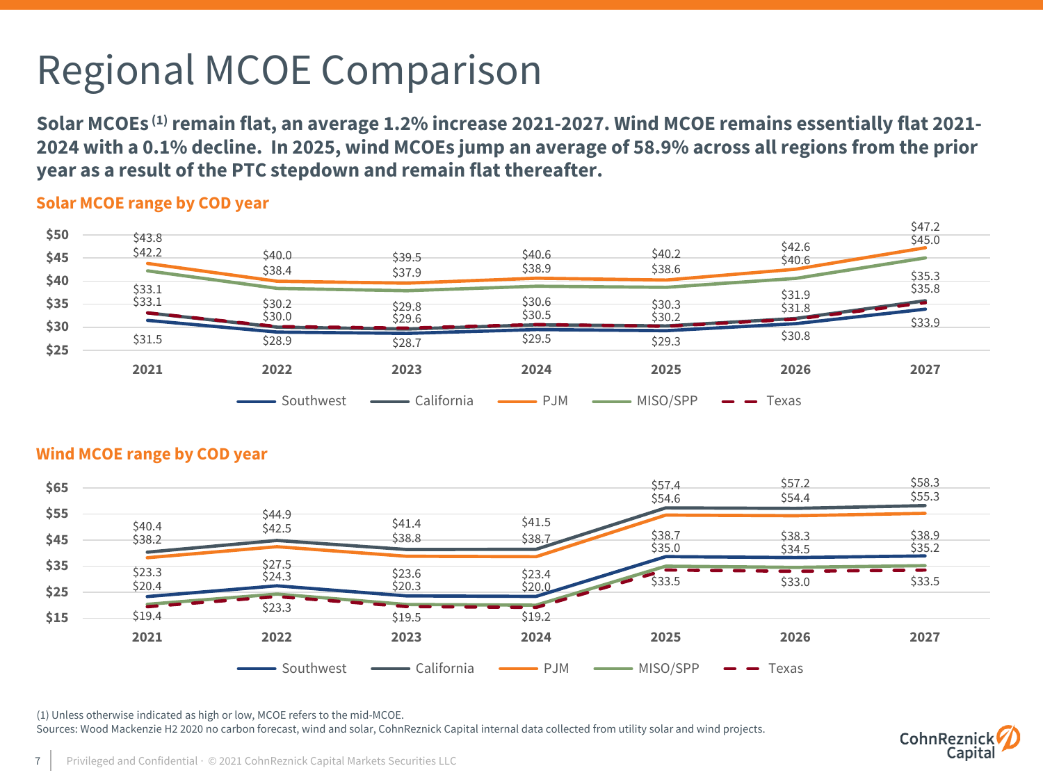# Regional MCOE Comparison

**Solar MCOEs [1] remain flat, an average 1.2% increase 2021-2027. Wind MCOE remains essentially flat 2021-2024 with a 0.1% decline. In 2025, wind MCOEs jump an average of 58.9% across all regions from the prior year as a result of the PTC stepdown and remain flat thereafter.**

## Solar MCOE range by COD year

| | 2021 | 2022 | 2023 | 2024 | 2025 | 2026 | 2027 |
|---|---|---|---|---|---|---|---|
| PJM | $43.8 | $40.0 | $39.5 | $40.6 | $40.2 | $42.6 | $47.2 |
| MISO/SPP | $42.2 | $38.4 | $37.9 | $38.9 | $38.6 | $40.6 | $45.0 |
| California | $33.1 | $30.2 | $29.8 | $30.6 | $30.3 | $31.9 | $35.8 |
| Texas | $33.1 | $30.0 | $29.6 | $30.5 | $30.2 | $31.8 | $35.3 |
| Southwest | $31.5 | $28.9 | $28.7 | $29.5 | $29.3 | $30.8 | $33.9 |

## Wind MCOE range by COD year

| | 2021 | 2022 | 2023 | 2024 | 2025 | 2026 | 2027 |
|---|---|---|---|---|---|---|---|
| California | $40.4 | $44.9 | $41.4 | $41.5 | $57.4 | $57.2 | $58.3 |
| PJM | $38.2 | $42.5 | $38.8 | $38.7 | $54.6 | $54.4 | $55.3 |
| Southwest | $23.3 | $27.5 | $23.6 | $23.4 | $38.7 | $38.3 | $38.9 |
| MISO/SPP | $20.4 | $24.3 | $20.3 | $20.0 | $35.0 | $34.5 | $35.2 |
| Texas | $19.4 | $23.3 | $19.5 | $19.2 | $33.5 | $33.0 | $33.5 |

(1) Unless otherwise indicated as high or low, MCOE refers to the mid-MCOE.

Sources: Wood Mackenzie H2 2020 no carbon forecast, wind and solar, CohnReznick Capital internal data collected from utility solar and wind projects.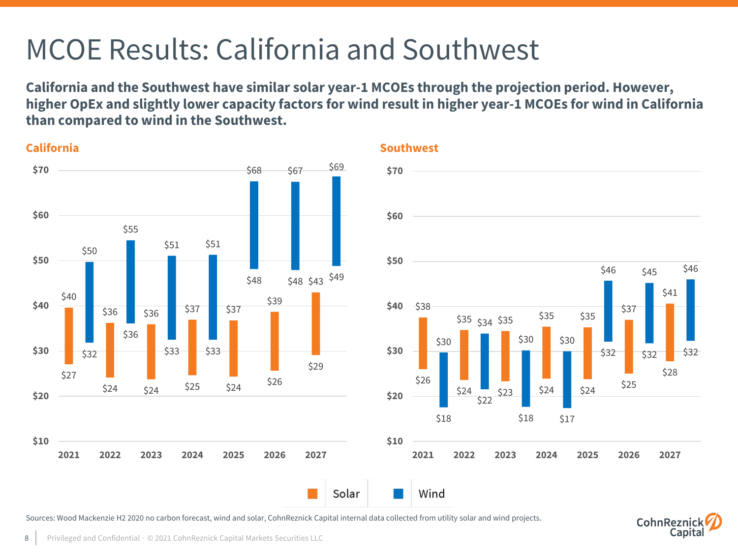# MCOE Results: California and Southwest

**California and the Southwest have similar solar year-1 MCOEs through the projection period. However, higher OpEx and slightly lower capacity factors for wind result in higher year-1 MCOEs for wind in California than compared to wind in the Southwest.**

## California

| Year | Solar Low | Solar High | Wind Low | Wind High |
|---|---|---|---|---|
| 2021 | $27 | $40 | $32 | $50 |
| 2022 | $24 | $36 | $36 | $55 |
| 2023 | $24 | $36 | $33 | $51 |
| 2024 | $25 | $37 | $33 | $51 |
| 2025 | $24 | $37 | $48 | $68 |
| 2026 | $26 | $39 | $48 | $67 |
| 2027 | $29 | $43 | $49 | $69 |

## Southwest

| Year | Solar Low | Solar High | Wind Low | Wind High |
|---|---|---|---|---|
| 2021 | $26 | $38 | $18 | $30 |
| 2022 | $24 | $35 | $22 | $34 |
| 2023 | $23 | $35 | $18 | $30 |
| 2024 | $24 | $35 | $17 | $30 |
| 2025 | $24 | $35 | $32 | $46 |
| 2026 | $25 | $37 | $32 | $45 |
| 2027 | $28 | $41 | $32 | $46 |

Solar | Wind

Sources: Wood Mackenzie H2 2020 no carbon forecast, wind and solar, CohnReznick Capital internal data collected from utility solar and wind projects.

Privileged and Confidential · © 2021 CohnReznick Capital Markets Securities LLC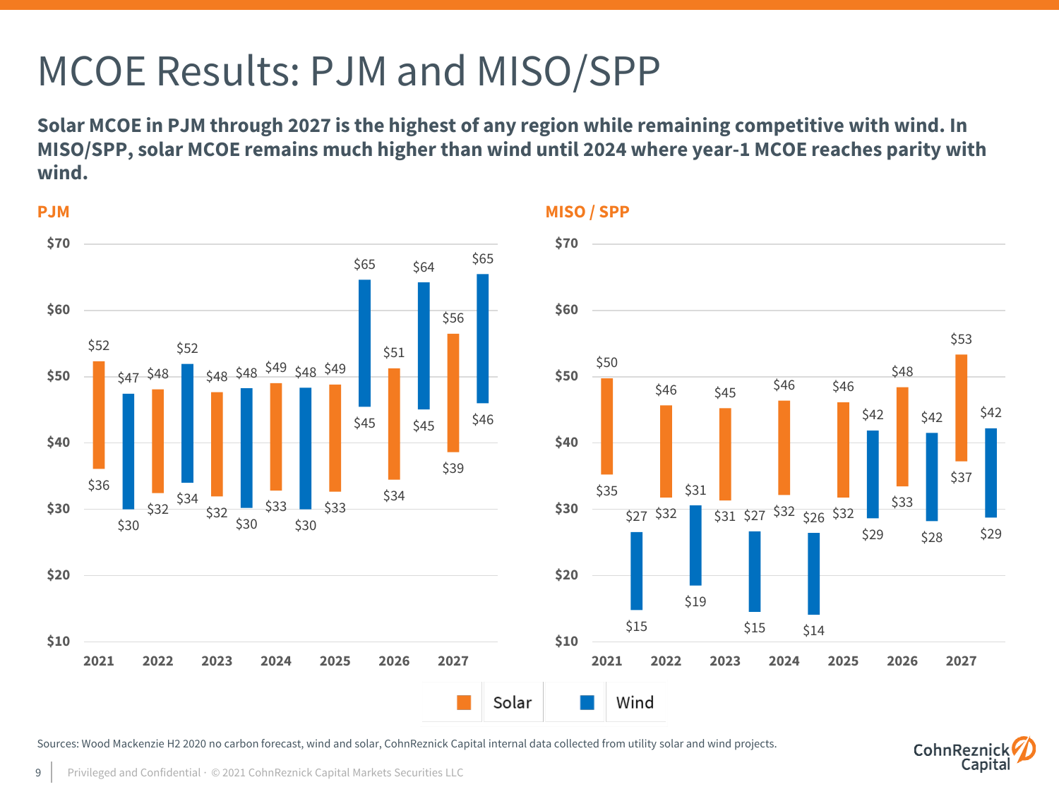# MCOE Results: PJM and MISO/SPP

**Solar MCOE in PJM through 2027 is the highest of any region while remaining competitive with wind. In MISO/SPP, solar MCOE remains much higher than wind until 2024 where year-1 MCOE reaches parity with wind.**

## PJM

| Year | Solar High | Solar Low | Wind High | Wind Low |
|---|---|---|---|---|
| 2021 | $52 | $36 | $47 | $30 |
| 2022 | $48 | $32 | $52 | $34 |
| 2023 | $48 | $32 | $48 | $30 |
| 2024 | $49 | $33 | $48 | $30 |
| 2025 | $49 | $33 | $65 | $45 |
| 2026 | $51 | $34 | $64 | $45 |
| 2027 | $56 | $39 | $65 | $46 |

## MISO / SPP

| Year | Solar High | Solar Low | Wind High | Wind Low |
|---|---|---|---|---|
| 2021 | $50 | $35 | $27 | $15 |
| 2022 | $46 | $32 | $31 | $19 |
| 2023 | $45 | $31 | $27 | $15 |
| 2024 | $46 | $32 | $26 | $14 |
| 2025 | $46 | $32 | $42 | $29 |
| 2026 | $48 | $33 | $42 | $28 |
| 2027 | $53 | $37 | $42 | $29 |

Solar | Wind

Sources: Wood Mackenzie H2 2020 no carbon forecast, wind and solar, CohnReznick Capital internal data collected from utility solar and wind projects.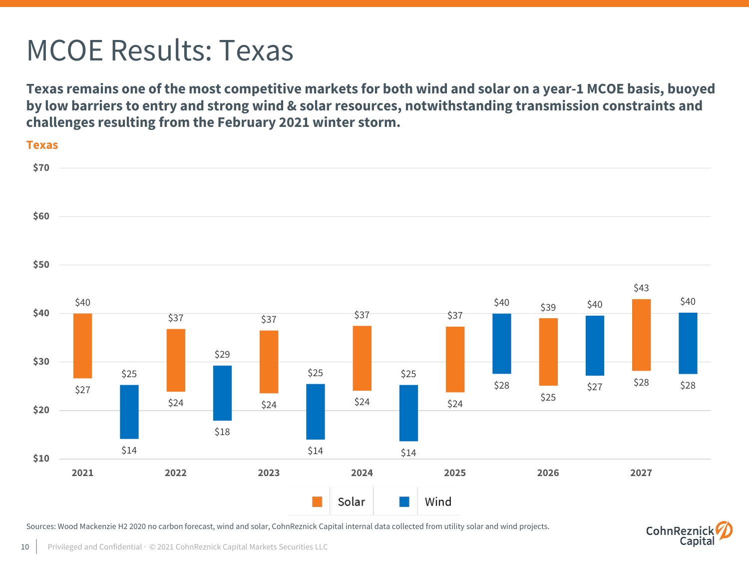# MCOE Results: Texas

**Texas remains one of the most competitive markets for both wind and solar on a year-1 MCOE basis, buoyed by low barriers to entry and strong wind & solar resources, notwithstanding transmission constraints and challenges resulting from the February 2021 winter storm.**

**Texas**

| Year | Solar (Low) | Solar (High) | Wind (Low) | Wind (High) |
|---|---|---|---|---|
| 2021 | $27 | $40 | $14 | $25 |
| 2022 | $24 | $37 | $18 | $29 |
| 2023 | $24 | $37 | $14 | $25 |
| 2024 | $24 | $37 | $14 | $25 |
| 2025 | $24 | $37 | $28 | $40 |
| 2026 | $25 | $39 | $27 | $40 |
| 2027 | $28 | $43 | $28 | $40 |

Sources: Wood Mackenzie H2 2020 no carbon forecast, wind and solar, CohnReznick Capital internal data collected from utility solar and wind projects.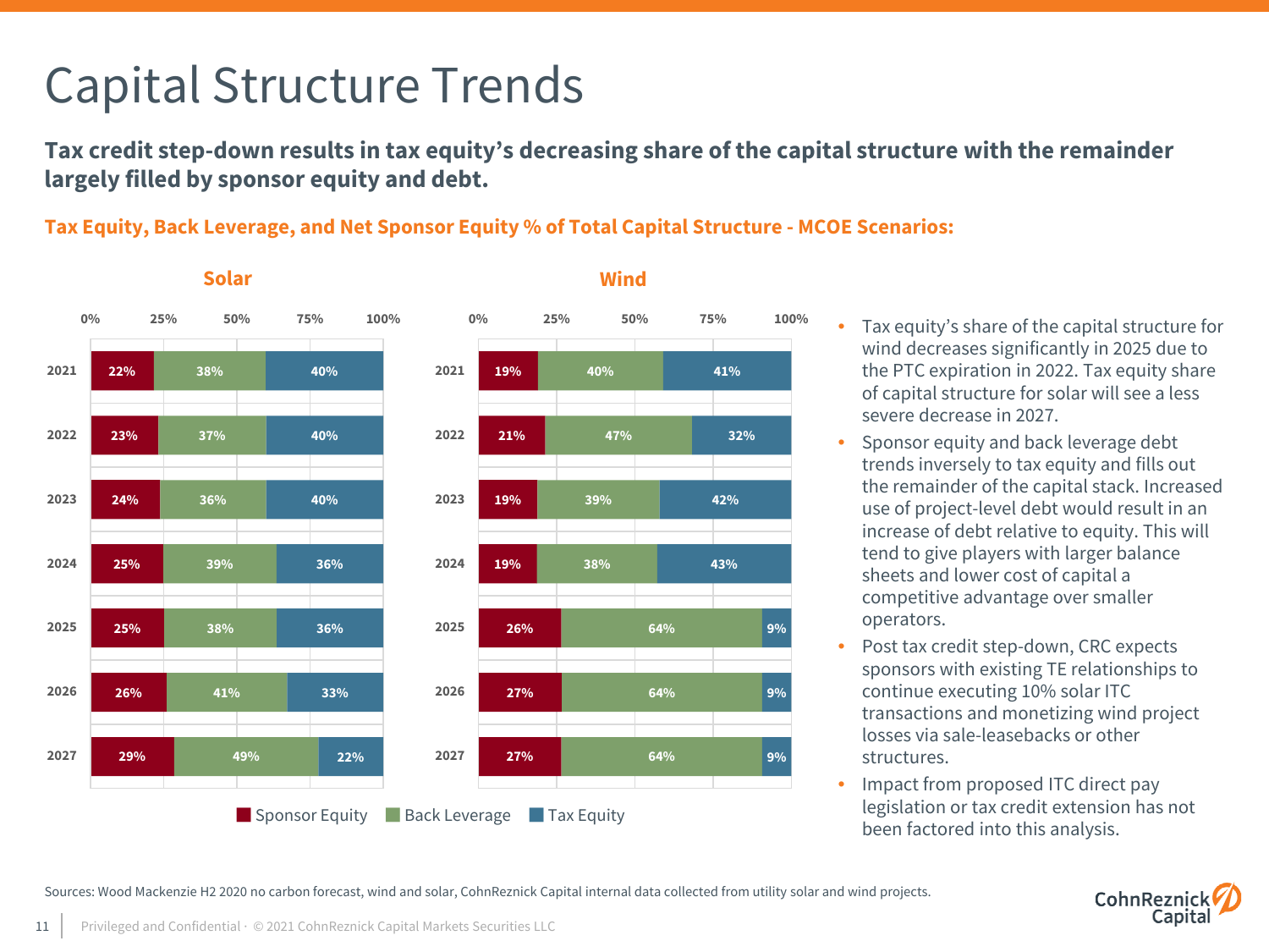# Capital Structure Trends

**Tax credit step-down results in tax equity's decreasing share of the capital structure with the remainder largely filled by sponsor equity and debt.**

**Tax Equity, Back Leverage, and Net Sponsor Equity % of Total Capital Structure - MCOE Scenarios:**

**Solar**

| Year | Sponsor Equity | Back Leverage | Tax Equity |
|---|---|---|---|
| 2021 | 22% | 38% | 40% |
| 2022 | 23% | 37% | 40% |
| 2023 | 24% | 36% | 40% |
| 2024 | 25% | 39% | 36% |
| 2025 | 25% | 38% | 36% |
| 2026 | 26% | 41% | 33% |
| 2027 | 29% | 49% | 22% |

**Wind**

| Year | Sponsor Equity | Back Leverage | Tax Equity |
|---|---|---|---|
| 2021 | 19% | 40% | 41% |
| 2022 | 21% | 47% | 32% |
| 2023 | 19% | 39% | 42% |
| 2024 | 19% | 38% | 43% |
| 2025 | 26% | 64% | 9% |
| 2026 | 27% | 64% | 9% |
| 2027 | 27% | 64% | 9% |

- Tax equity's share of the capital structure for wind decreases significantly in 2025 due to the PTC expiration in 2022. Tax equity share of capital structure for solar will see a less severe decrease in 2027.
- Sponsor equity and back leverage debt trends inversely to tax equity and fills out the remainder of the capital stack. Increased use of project-level debt would result in an increase of debt relative to equity. This will tend to give players with larger balance sheets and lower cost of capital a competitive advantage over smaller operators.
- Post tax credit step-down, CRC expects sponsors with existing TE relationships to continue executing 10% solar ITC transactions and monetizing wind project losses via sale-leasebacks or other structures.
- Impact from proposed ITC direct pay legislation or tax credit extension has not been factored into this analysis.

Sources: Wood Mackenzie H2 2020 no carbon forecast, wind and solar, CohnReznick Capital internal data collected from utility solar and wind projects.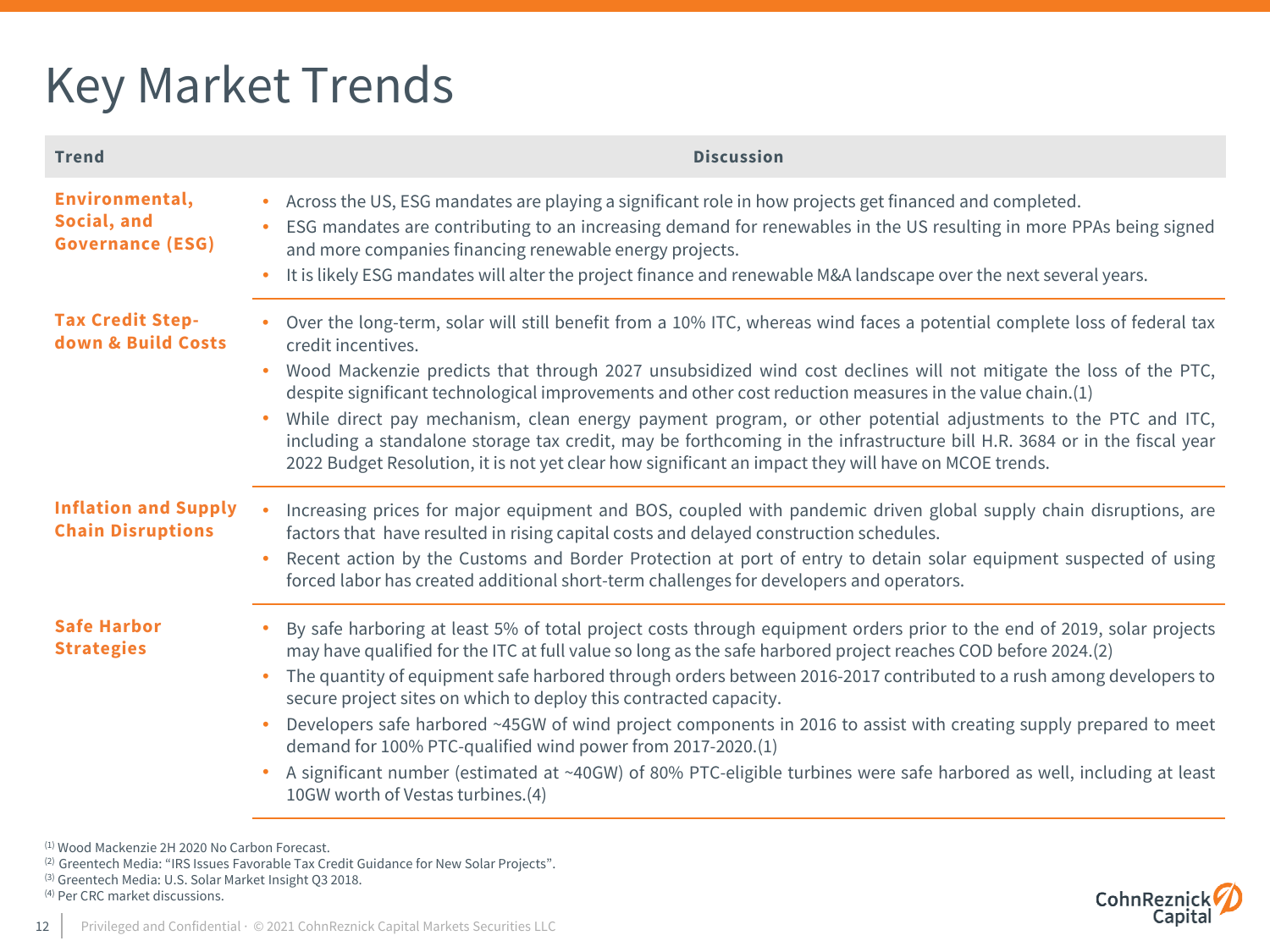# Key Market Trends

| Trend | Discussion |
| --- | --- |
| **Environmental, Social, and Governance (ESG)** | • Across the US, ESG mandates are playing a significant role in how projects get financed and completed.<br>• ESG mandates are contributing to an increasing demand for renewables in the US resulting in more PPAs being signed and more companies financing renewable energy projects.<br>• It is likely ESG mandates will alter the project finance and renewable M&A landscape over the next several years. |
| **Tax Credit Step-down & Build Costs** | • Over the long-term, solar will still benefit from a 10% ITC, whereas wind faces a potential complete loss of federal tax credit incentives.<br>• Wood Mackenzie predicts that through 2027 unsubsidized wind cost declines will not mitigate the loss of the PTC, despite significant technological improvements and other cost reduction measures in the value chain.(1)<br>• While direct pay mechanism, clean energy payment program, or other potential adjustments to the PTC and ITC, including a standalone storage tax credit, may be forthcoming in the infrastructure bill H.R. 3684 or in the fiscal year 2022 Budget Resolution, it is not yet clear how significant an impact they will have on MCOE trends. |
| **Inflation and Supply Chain Disruptions** | • Increasing prices for major equipment and BOS, coupled with pandemic driven global supply chain disruptions, are factors that have resulted in rising capital costs and delayed construction schedules.<br>• Recent action by the Customs and Border Protection at port of entry to detain solar equipment suspected of using forced labor has created additional short-term challenges for developers and operators. |
| **Safe Harbor Strategies** | • By safe harboring at least 5% of total project costs through equipment orders prior to the end of 2019, solar projects may have qualified for the ITC at full value so long as the safe harbored project reaches COD before 2024.(2)<br>• The quantity of equipment safe harbored through orders between 2016-2017 contributed to a rush among developers to secure project sites on which to deploy this contracted capacity.<br>• Developers safe harbored ~45GW of wind project components in 2016 to assist with creating supply prepared to meet demand for 100% PTC-qualified wind power from 2017-2020.(1)<br>• A significant number (estimated at ~40GW) of 80% PTC-eligible turbines were safe harbored as well, including at least 10GW worth of Vestas turbines.(4) |

[1] Wood Mackenzie 2H 2020 No Carbon Forecast.
[2] Greentech Media: "IRS Issues Favorable Tax Credit Guidance for New Solar Projects".
[3] Greentech Media: U.S. Solar Market Insight Q3 2018.
[4] Per CRC market discussions.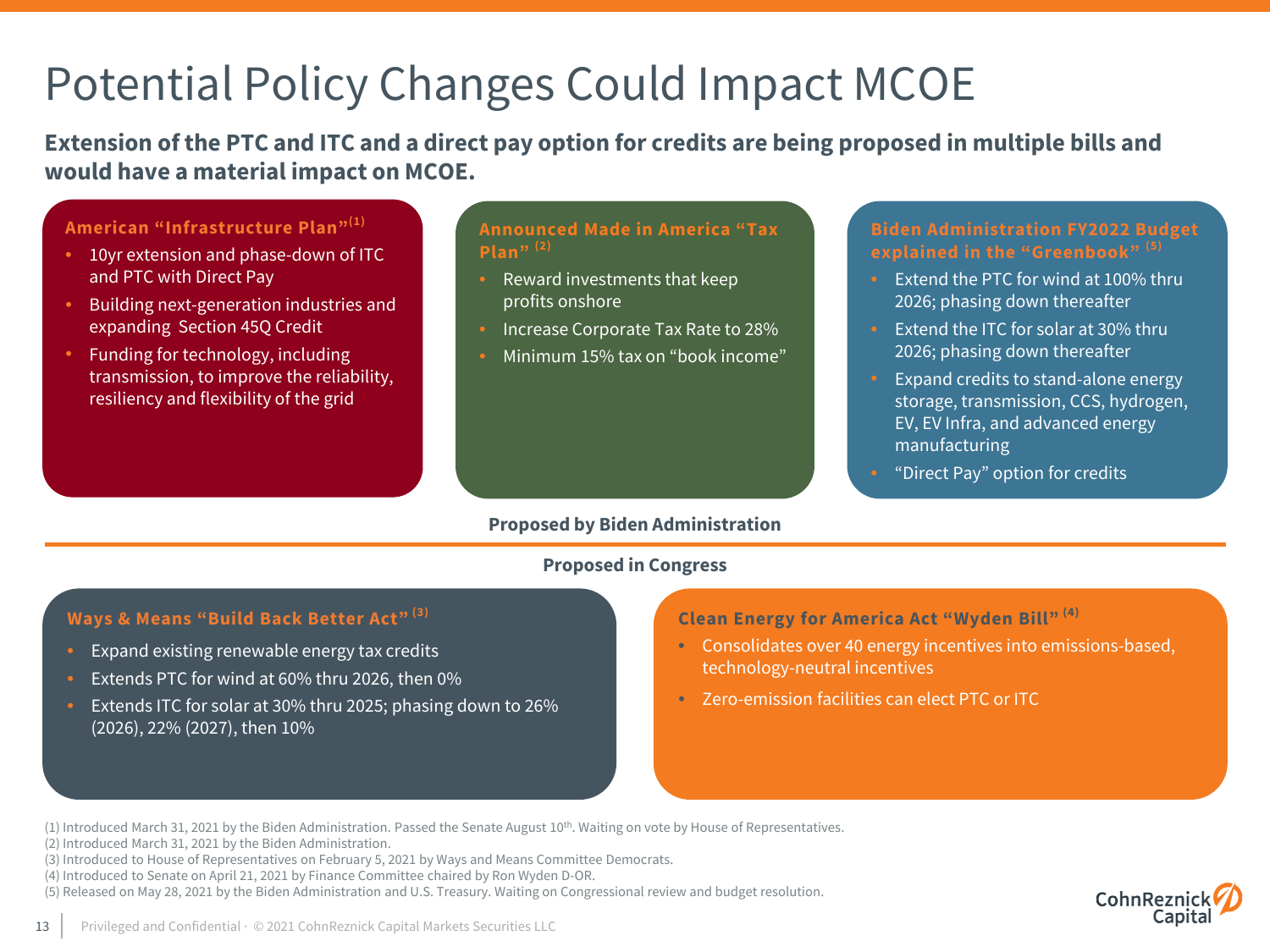# Potential Policy Changes Could Impact MCOE

**Extension of the PTC and ITC and a direct pay option for credits are being proposed in multiple bills and would have a material impact on MCOE.**

### American "Infrastructure Plan"[1]

- 10yr extension and phase-down of ITC and PTC with Direct Pay
- Building next-generation industries and expanding Section 45Q Credit
- Funding for technology, including transmission, to improve the reliability, resiliency and flexibility of the grid

### Announced Made in America "Tax Plan" [2]

- Reward investments that keep profits onshore
- Increase Corporate Tax Rate to 28%
- Minimum 15% tax on "book income"

### Biden Administration FY2022 Budget explained in the "Greenbook" [5]

- Extend the PTC for wind at 100% thru 2026; phasing down thereafter
- Extend the ITC for solar at 30% thru 2026; phasing down thereafter
- Expand credits to stand-alone energy storage, transmission, CCS, hydrogen, EV, EV Infra, and advanced energy manufacturing
- "Direct Pay" option for credits

**Proposed by Biden Administration**

**Proposed in Congress**

### Ways & Means "Build Back Better Act" [3]

- Expand existing renewable energy tax credits
- Extends PTC for wind at 60% thru 2026, then 0%
- Extends ITC for solar at 30% thru 2025; phasing down to 26% (2026), 22% (2027), then 10%

### Clean Energy for America Act "Wyden Bill" [4]

- Consolidates over 40 energy incentives into emissions-based, technology-neutral incentives
- Zero-emission facilities can elect PTC or ITC

(1) Introduced March 31, 2021 by the Biden Administration. Passed the Senate August 10th. Waiting on vote by House of Representatives.
(2) Introduced March 31, 2021 by the Biden Administration.
(3) Introduced to House of Representatives on February 5, 2021 by Ways and Means Committee Democrats.
(4) Introduced to Senate on April 21, 2021 by Finance Committee chaired by Ron Wyden D-OR.
(5) Released on May 28, 2021 by the Biden Administration and U.S. Treasury. Waiting on Congressional review and budget resolution.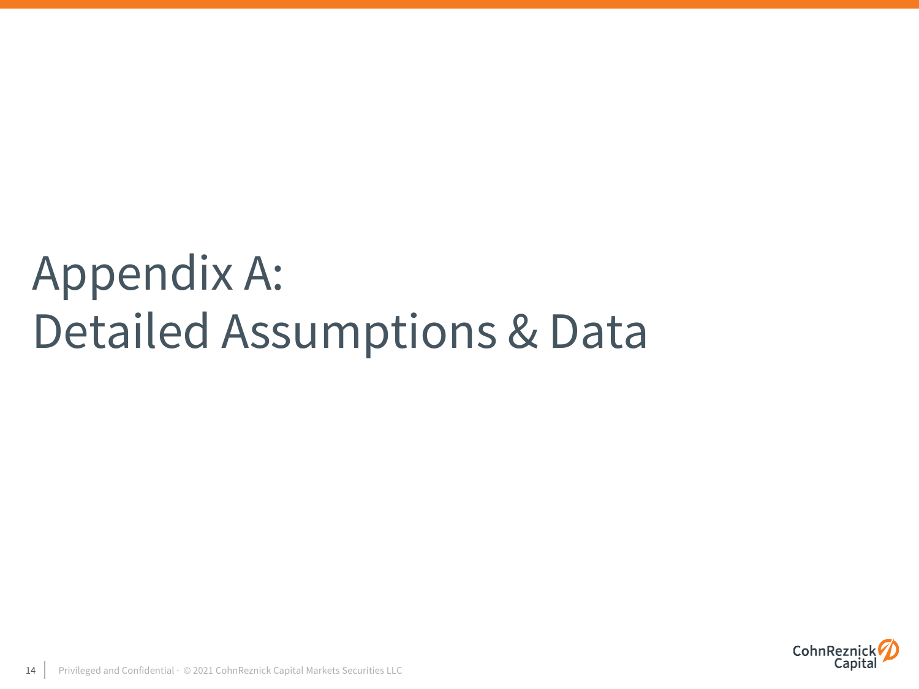# Appendix A: Detailed Assumptions & Data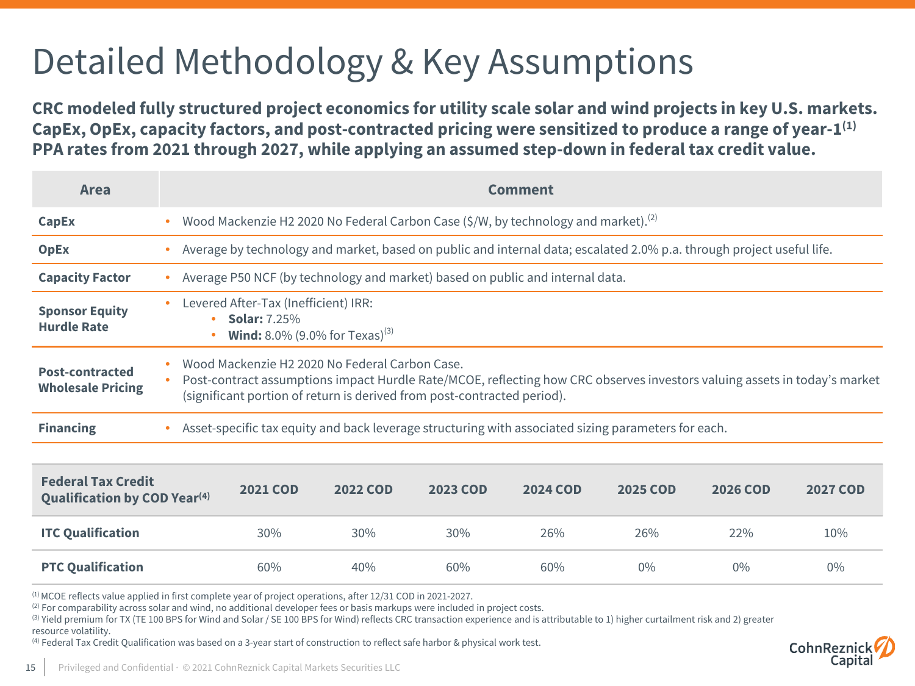# Detailed Methodology & Key Assumptions

**CRC modeled fully structured project economics for utility scale solar and wind projects in key U.S. markets. CapEx, OpEx, capacity factors, and post-contracted pricing were sensitized to produce a range of year-1[(1)] PPA rates from 2021 through 2027, while applying an assumed step-down in federal tax credit value.**

| Area | Comment |
| --- | --- |
| **CapEx** | • Wood Mackenzie H2 2020 No Federal Carbon Case ($/W, by technology and market).[(2)] |
| **OpEx** | • Average by technology and market, based on public and internal data; escalated 2.0% p.a. through project useful life. |
| **Capacity Factor** | • Average P50 NCF (by technology and market) based on public and internal data. |
| **Sponsor Equity Hurdle Rate** | • Levered After-Tax (Inefficient) IRR:<br>  • **Solar:** 7.25%<br>  • **Wind:** 8.0% (9.0% for Texas)[(3)] |
| **Post-contracted Wholesale Pricing** | • Wood Mackenzie H2 2020 No Federal Carbon Case.<br>• Post-contract assumptions impact Hurdle Rate/MCOE, reflecting how CRC observes investors valuing assets in today's market (significant portion of return is derived from post-contracted period). |
| **Financing** | • Asset-specific tax equity and back leverage structuring with associated sizing parameters for each. |

| Federal Tax Credit Qualification by COD Year[(4)] | 2021 COD | 2022 COD | 2023 COD | 2024 COD | 2025 COD | 2026 COD | 2027 COD |
| --- | --- | --- | --- | --- | --- | --- | --- |
| **ITC Qualification** | 30% | 30% | 30% | 26% | 26% | 22% | 10% |
| **PTC Qualification** | 60% | 40% | 60% | 60% | 0% | 0% | 0% |

[(1)] MCOE reflects value applied in first complete year of project operations, after 12/31 COD in 2021-2027.
[(2)] For comparability across solar and wind, no additional developer fees or basis markups were included in project costs.
[(3)] Yield premium for TX (TE 100 BPS for Wind and Solar / SE 100 BPS for Wind) reflects CRC transaction experience and is attributable to 1) higher curtailment risk and 2) greater resource volatility.
[(4)] Federal Tax Credit Qualification was based on a 3-year start of construction to reflect safe harbor & physical work test.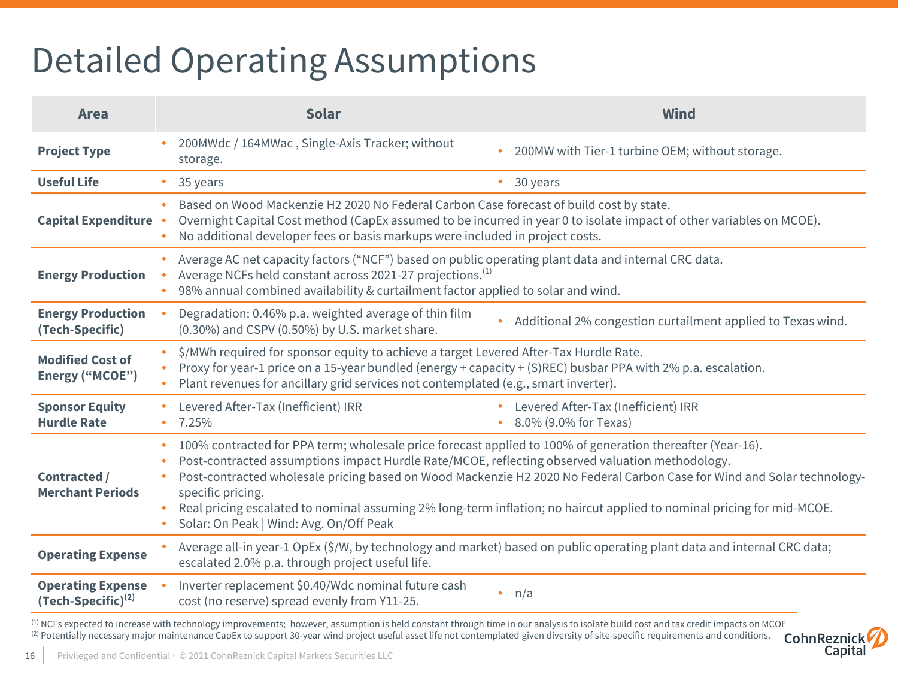# Detailed Operating Assumptions

| Area | Solar | Wind |
|---|---|---|
| **Project Type** | • 200MWdc / 164MWac , Single-Axis Tracker; without storage. | • 200MW with Tier-1 turbine OEM; without storage. |
| **Useful Life** | • 35 years | • 30 years |
| **Capital Expenditure** | • Based on Wood Mackenzie H2 2020 No Federal Carbon Case forecast of build cost by state.<br>• Overnight Capital Cost method (CapEx assumed to be incurred in year 0 to isolate impact of other variables on MCOE).<br>• No additional developer fees or basis markups were included in project costs. | |
| **Energy Production** | • Average AC net capacity factors ("NCF") based on public operating plant data and internal CRC data.<br>• Average NCFs held constant across 2021-27 projections.[1]<br>• 98% annual combined availability & curtailment factor applied to solar and wind. | |
| **Energy Production (Tech-Specific)** | • Degradation: 0.46% p.a. weighted average of thin film (0.30%) and CSPV (0.50%) by U.S. market share. | • Additional 2% congestion curtailment applied to Texas wind. |
| **Modified Cost of Energy ("MCOE")** | • $/MWh required for sponsor equity to achieve a target Levered After-Tax Hurdle Rate.<br>• Proxy for year-1 price on a 15-year bundled (energy + capacity + (S)REC) busbar PPA with 2% p.a. escalation.<br>• Plant revenues for ancillary grid services not contemplated (e.g., smart inverter). | |
| **Sponsor Equity Hurdle Rate** | • Levered After-Tax (Inefficient) IRR<br>• 7.25% | • Levered After-Tax (Inefficient) IRR<br>• 8.0% (9.0% for Texas) |
| **Contracted / Merchant Periods** | • 100% contracted for PPA term; wholesale price forecast applied to 100% of generation thereafter (Year-16).<br>• Post-contracted assumptions impact Hurdle Rate/MCOE, reflecting observed valuation methodology.<br>• Post-contracted wholesale pricing based on Wood Mackenzie H2 2020 No Federal Carbon Case for Wind and Solar technology-specific pricing.<br>• Real pricing escalated to nominal assuming 2% long-term inflation; no haircut applied to nominal pricing for mid-MCOE.<br>• Solar: On Peak \| Wind: Avg. On/Off Peak | |
| **Operating Expense** | • Average all-in year-1 OpEx ($/W, by technology and market) based on public operating plant data and internal CRC data; escalated 2.0% p.a. through project useful life. | |
| **Operating Expense (Tech-Specific)**[2] | • Inverter replacement $0.40/Wdc nominal future cash cost (no reserve) spread evenly from Y11-25. | • n/a |

[1] NCFs expected to increase with technology improvements; however, assumption is held constant through time in our analysis to isolate build cost and tax credit impacts on MCOE

[2] Potentially necessary major maintenance CapEx to support 30-year wind project useful asset life not contemplated given diversity of site-specific requirements and conditions.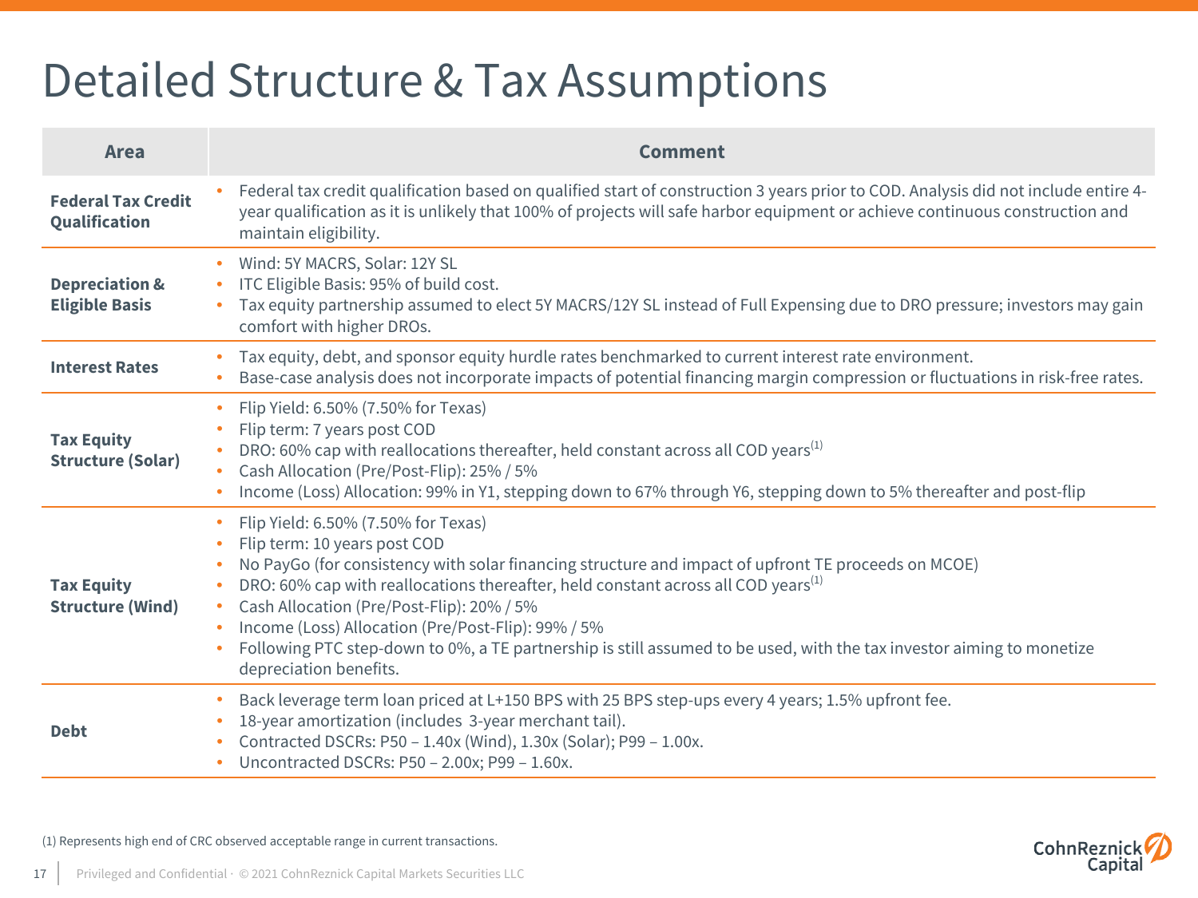# Detailed Structure & Tax Assumptions

| Area | Comment |
|---|---|
| **Federal Tax Credit Qualification** | • Federal tax credit qualification based on qualified start of construction 3 years prior to COD. Analysis did not include entire 4-year qualification as it is unlikely that 100% of projects will safe harbor equipment or achieve continuous construction and maintain eligibility. |
| **Depreciation & Eligible Basis** | • Wind: 5Y MACRS, Solar: 12Y SL<br>• ITC Eligible Basis: 95% of build cost.<br>• Tax equity partnership assumed to elect 5Y MACRS/12Y SL instead of Full Expensing due to DRO pressure; investors may gain comfort with higher DROs. |
| **Interest Rates** | • Tax equity, debt, and sponsor equity hurdle rates benchmarked to current interest rate environment.<br>• Base-case analysis does not incorporate impacts of potential financing margin compression or fluctuations in risk-free rates. |
| **Tax Equity Structure (Solar)** | • Flip Yield: 6.50% (7.50% for Texas)<br>• Flip term: 7 years post COD<br>• DRO: 60% cap with reallocations thereafter, held constant across all COD years[1]<br>• Cash Allocation (Pre/Post-Flip): 25% / 5%<br>• Income (Loss) Allocation: 99% in Y1, stepping down to 67% through Y6, stepping down to 5% thereafter and post-flip |
| **Tax Equity Structure (Wind)** | • Flip Yield: 6.50% (7.50% for Texas)<br>• Flip term: 10 years post COD<br>• No PayGo (for consistency with solar financing structure and impact of upfront TE proceeds on MCOE)<br>• DRO: 60% cap with reallocations thereafter, held constant across all COD years[1]<br>• Cash Allocation (Pre/Post-Flip): 20% / 5%<br>• Income (Loss) Allocation (Pre/Post-Flip): 99% / 5%<br>• Following PTC step-down to 0%, a TE partnership is still assumed to be used, with the tax investor aiming to monetize depreciation benefits. |
| **Debt** | • Back leverage term loan priced at L+150 BPS with 25 BPS step-ups every 4 years; 1.5% upfront fee.<br>• 18-year amortization (includes 3-year merchant tail).<br>• Contracted DSCRs: P50 – 1.40x (Wind), 1.30x (Solar); P99 – 1.00x.<br>• Uncontracted DSCRs: P50 – 2.00x; P99 – 1.60x. |

(1) Represents high end of CRC observed acceptable range in current transactions.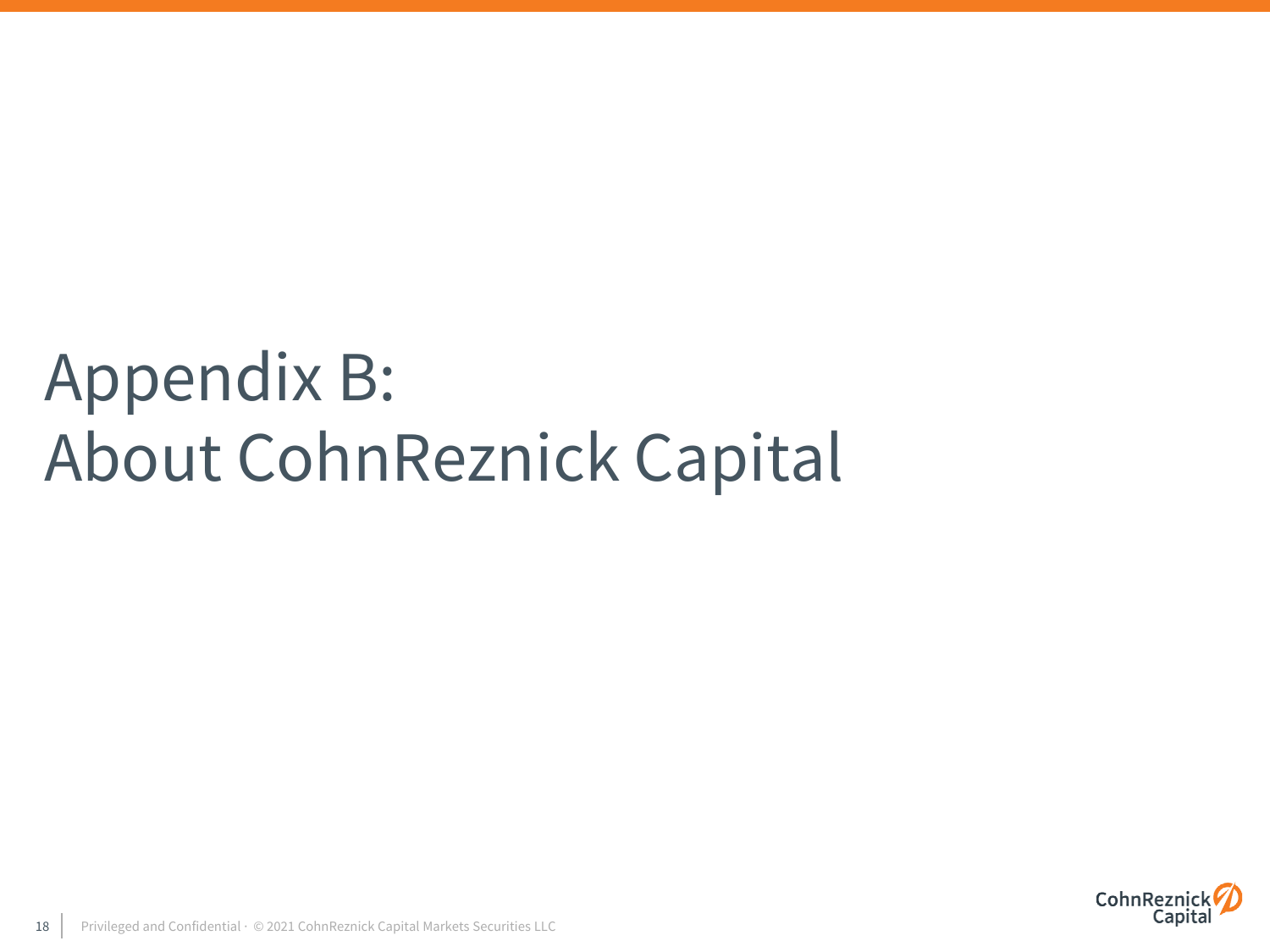# Appendix B: About CohnReznick Capital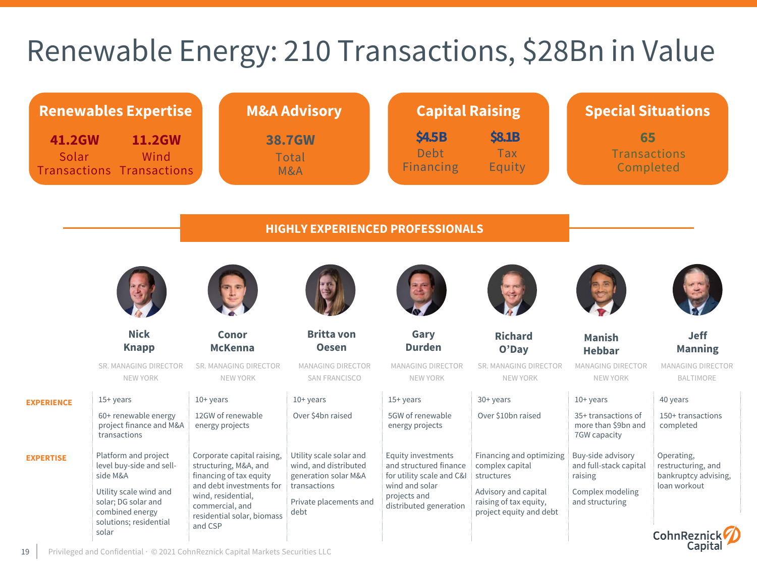# Renewable Energy: 210 Transactions, $28Bn in Value

**Renewables Expertise**

- **41.2GW** Solar Transactions
- **11.2GW** Wind Transactions

**M&A Advisory**

- **38.7GW** Total M&A

**Capital Raising**

- **$4.5B** Debt Financing
- **$8.1B** Tax Equity

**Special Situations**

- **65** Transactions Completed

## HIGHLY EXPERIENCED PROFESSIONALS

| | Nick Knapp | Conor McKenna | Britta von Oesen | Gary Durden | Richard O'Day | Manish Hebbar | Jeff Manning |
|---|---|---|---|---|---|---|---|
| | SR. MANAGING DIRECTOR<br>NEW YORK | SR. MANAGING DIRECTOR<br>NEW YORK | MANAGING DIRECTOR<br>SAN FRANCISCO | MANAGING DIRECTOR<br>NEW YORK | SR. MANAGING DIRECTOR<br>NEW YORK | MANAGING DIRECTOR<br>NEW YORK | MANAGING DIRECTOR<br>BALTIMORE |
| **EXPERIENCE** | 15+ years<br><br>60+ renewable energy project finance and M&A transactions | 10+ years<br><br>12GW of renewable energy projects | 10+ years<br><br>Over $4bn raised | 15+ years<br><br>5GW of renewable energy projects | 30+ years<br><br>Over $10bn raised | 10+ years<br><br>35+ transactions of more than $9bn and 7GW capacity | 40 years<br><br>150+ transactions completed |
| **EXPERTISE** | Platform and project level buy-side and sell-side M&A<br><br>Utility scale wind and solar; DG solar and combined energy solutions; residential solar | Corporate capital raising, structuring, M&A, and financing of tax equity and debt investments for wind, residential, commercial, and residential solar, biomass and CSP | Utility scale solar and wind, and distributed generation solar M&A transactions<br><br>Private placements and debt | Equity investments and structured finance for utility scale and C&I wind and solar projects and distributed generation | Financing and optimizing complex capital structures<br><br>Advisory and capital raising of tax equity, project equity and debt | Buy-side advisory and full-stack capital raising<br><br>Complex modeling and structuring | Operating, restructuring, and bankruptcy advising, loan workout |

Privileged and Confidential · © 2021 CohnReznick Capital Markets Securities LLC

CohnReznick Capital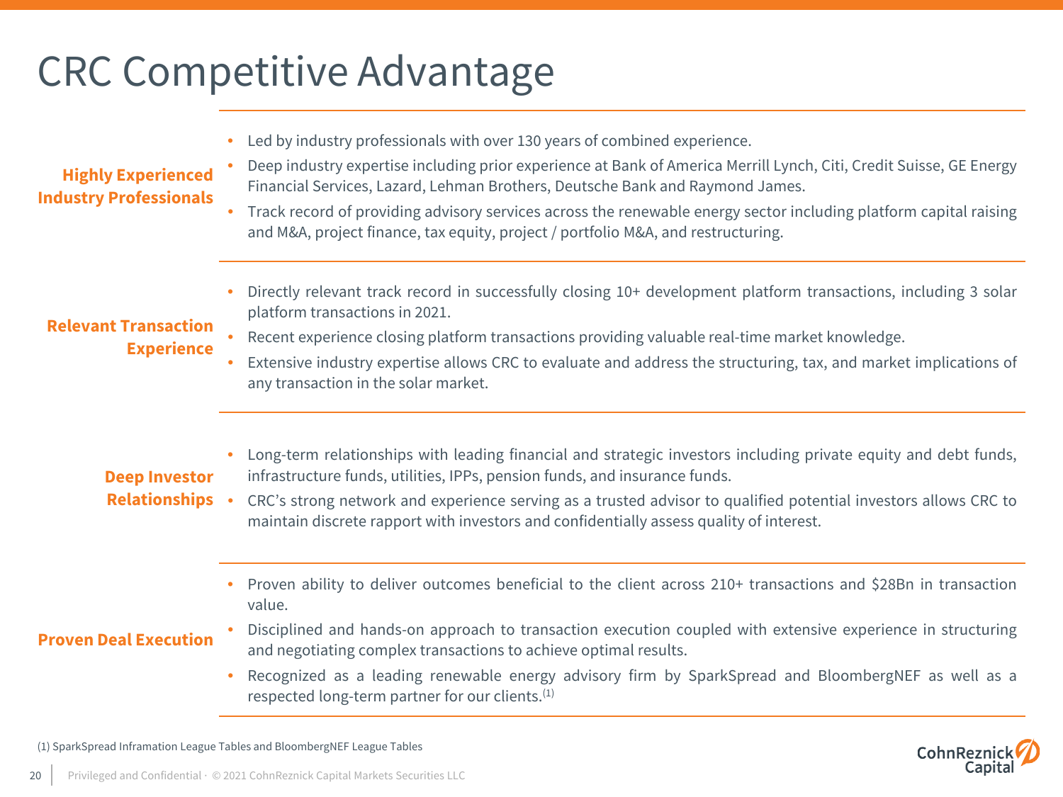# CRC Competitive Advantage

**Highly Experienced Industry Professionals**

- Led by industry professionals with over 130 years of combined experience.
- Deep industry expertise including prior experience at Bank of America Merrill Lynch, Citi, Credit Suisse, GE Energy Financial Services, Lazard, Lehman Brothers, Deutsche Bank and Raymond James.
- Track record of providing advisory services across the renewable energy sector including platform capital raising and M&A, project finance, tax equity, project / portfolio M&A, and restructuring.

**Relevant Transaction Experience**

- Directly relevant track record in successfully closing 10+ development platform transactions, including 3 solar platform transactions in 2021.
- Recent experience closing platform transactions providing valuable real-time market knowledge.
- Extensive industry expertise allows CRC to evaluate and address the structuring, tax, and market implications of any transaction in the solar market.

**Deep Investor Relationships**

- Long-term relationships with leading financial and strategic investors including private equity and debt funds, infrastructure funds, utilities, IPPs, pension funds, and insurance funds.
- CRC's strong network and experience serving as a trusted advisor to qualified potential investors allows CRC to maintain discrete rapport with investors and confidentially assess quality of interest.

**Proven Deal Execution**

- Proven ability to deliver outcomes beneficial to the client across 210+ transactions and $28Bn in transaction value.
- Disciplined and hands-on approach to transaction execution coupled with extensive experience in structuring and negotiating complex transactions to achieve optimal results.
- Recognized as a leading renewable energy advisory firm by SparkSpread and BloombergNEF as well as a respected long-term partner for our clients.[1]

(1) SparkSpread Inframation League Tables and BloombergNEF League Tables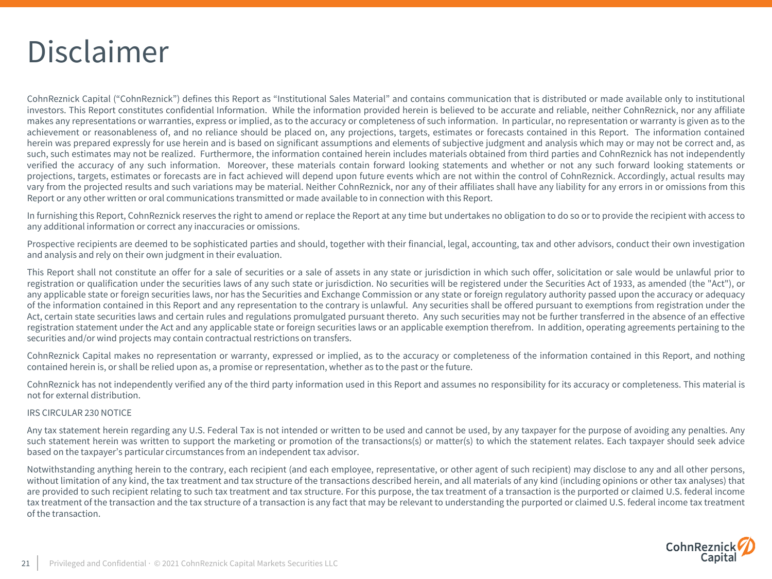# Disclaimer

CohnReznick Capital ("CohnReznick") defines this Report as "Institutional Sales Material" and contains communication that is distributed or made available only to institutional investors. This Report constitutes confidential Information. While the information provided herein is believed to be accurate and reliable, neither CohnReznick, nor any affiliate makes any representations or warranties, express or implied, as to the accuracy or completeness of such information. In particular, no representation or warranty is given as to the achievement or reasonableness of, and no reliance should be placed on, any projections, targets, estimates or forecasts contained in this Report. The information contained herein was prepared expressly for use herein and is based on significant assumptions and elements of subjective judgment and analysis which may or may not be correct and, as such, such estimates may not be realized. Furthermore, the information contained herein includes materials obtained from third parties and CohnReznick has not independently verified the accuracy of any such information. Moreover, these materials contain forward looking statements and whether or not any such forward looking statements or projections, targets, estimates or forecasts are in fact achieved will depend upon future events which are not within the control of CohnReznick. Accordingly, actual results may vary from the projected results and such variations may be material. Neither CohnReznick, nor any of their affiliates shall have any liability for any errors in or omissions from this Report or any other written or oral communications transmitted or made available to in connection with this Report.

In furnishing this Report, CohnReznick reserves the right to amend or replace the Report at any time but undertakes no obligation to do so or to provide the recipient with access to any additional information or correct any inaccuracies or omissions.

Prospective recipients are deemed to be sophisticated parties and should, together with their financial, legal, accounting, tax and other advisors, conduct their own investigation and analysis and rely on their own judgment in their evaluation.

This Report shall not constitute an offer for a sale of securities or a sale of assets in any state or jurisdiction in which such offer, solicitation or sale would be unlawful prior to registration or qualification under the securities laws of any such state or jurisdiction. No securities will be registered under the Securities Act of 1933, as amended (the "Act"), or any applicable state or foreign securities laws, nor has the Securities and Exchange Commission or any state or foreign regulatory authority passed upon the accuracy or adequacy of the information contained in this Report and any representation to the contrary is unlawful. Any securities shall be offered pursuant to exemptions from registration under the Act, certain state securities laws and certain rules and regulations promulgated pursuant thereto. Any such securities may not be further transferred in the absence of an effective registration statement under the Act and any applicable state or foreign securities laws or an applicable exemption therefrom. In addition, operating agreements pertaining to the securities and/or wind projects may contain contractual restrictions on transfers.

CohnReznick Capital makes no representation or warranty, expressed or implied, as to the accuracy or completeness of the information contained in this Report, and nothing contained herein is, or shall be relied upon as, a promise or representation, whether as to the past or the future.

CohnReznick has not independently verified any of the third party information used in this Report and assumes no responsibility for its accuracy or completeness. This material is not for external distribution.

IRS CIRCULAR 230 NOTICE

Any tax statement herein regarding any U.S. Federal Tax is not intended or written to be used and cannot be used, by any taxpayer for the purpose of avoiding any penalties. Any such statement herein was written to support the marketing or promotion of the transactions(s) or matter(s) to which the statement relates. Each taxpayer should seek advice based on the taxpayer's particular circumstances from an independent tax advisor.

Notwithstanding anything herein to the contrary, each recipient (and each employee, representative, or other agent of such recipient) may disclose to any and all other persons, without limitation of any kind, the tax treatment and tax structure of the transactions described herein, and all materials of any kind (including opinions or other tax analyses) that are provided to such recipient relating to such tax treatment and tax structure. For this purpose, the tax treatment of a transaction is the purported or claimed U.S. federal income tax treatment of the transaction and the tax structure of a transaction is any fact that may be relevant to understanding the purported or claimed U.S. federal income tax treatment of the transaction.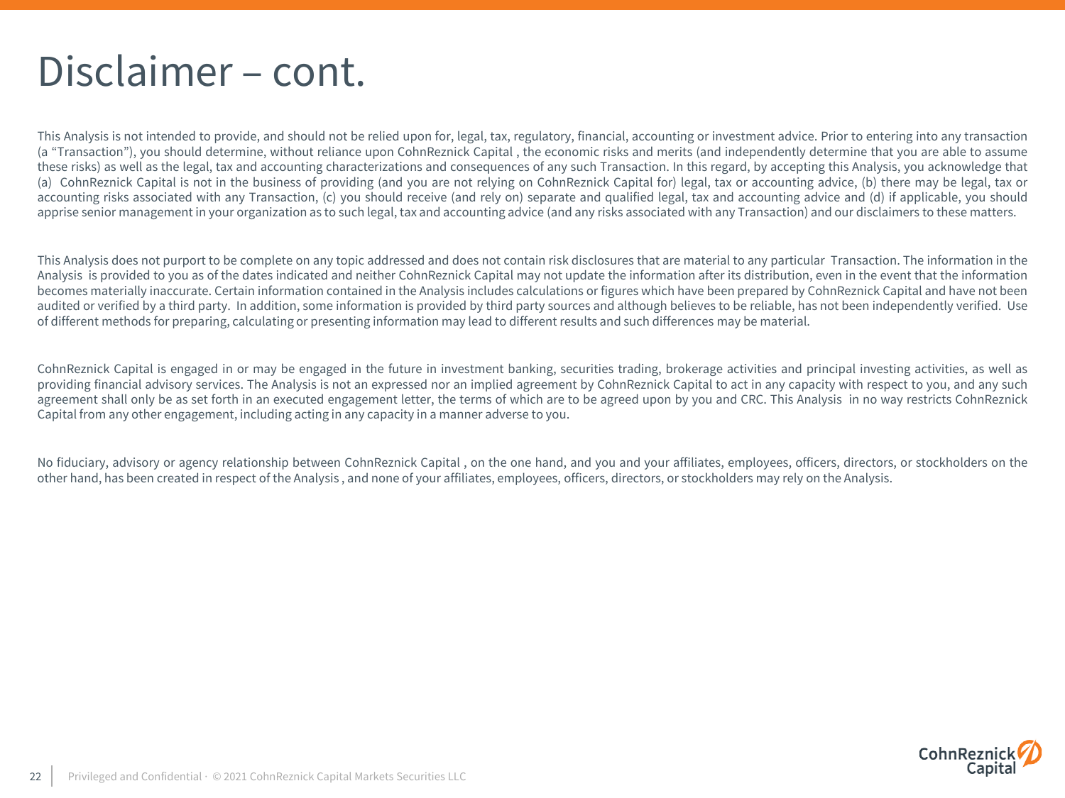# Disclaimer – cont.

This Analysis is not intended to provide, and should not be relied upon for, legal, tax, regulatory, financial, accounting or investment advice. Prior to entering into any transaction (a "Transaction"), you should determine, without reliance upon CohnReznick Capital , the economic risks and merits (and independently determine that you are able to assume these risks) as well as the legal, tax and accounting characterizations and consequences of any such Transaction. In this regard, by accepting this Analysis, you acknowledge that (a) CohnReznick Capital is not in the business of providing (and you are not relying on CohnReznick Capital for) legal, tax or accounting advice, (b) there may be legal, tax or accounting risks associated with any Transaction, (c) you should receive (and rely on) separate and qualified legal, tax and accounting advice and (d) if applicable, you should apprise senior management in your organization as to such legal, tax and accounting advice (and any risks associated with any Transaction) and our disclaimers to these matters.

This Analysis does not purport to be complete on any topic addressed and does not contain risk disclosures that are material to any particular Transaction. The information in the Analysis is provided to you as of the dates indicated and neither CohnReznick Capital may not update the information after its distribution, even in the event that the information becomes materially inaccurate. Certain information contained in the Analysis includes calculations or figures which have been prepared by CohnReznick Capital and have not been audited or verified by a third party. In addition, some information is provided by third party sources and although believes to be reliable, has not been independently verified. Use of different methods for preparing, calculating or presenting information may lead to different results and such differences may be material.

CohnReznick Capital is engaged in or may be engaged in the future in investment banking, securities trading, brokerage activities and principal investing activities, as well as providing financial advisory services. The Analysis is not an expressed nor an implied agreement by CohnReznick Capital to act in any capacity with respect to you, and any such agreement shall only be as set forth in an executed engagement letter, the terms of which are to be agreed upon by you and CRC. This Analysis in no way restricts CohnReznick Capital from any other engagement, including acting in any capacity in a manner adverse to you.

No fiduciary, advisory or agency relationship between CohnReznick Capital , on the one hand, and you and your affiliates, employees, officers, directors, or stockholders on the other hand, has been created in respect of the Analysis , and none of your affiliates, employees, officers, directors, or stockholders may rely on the Analysis.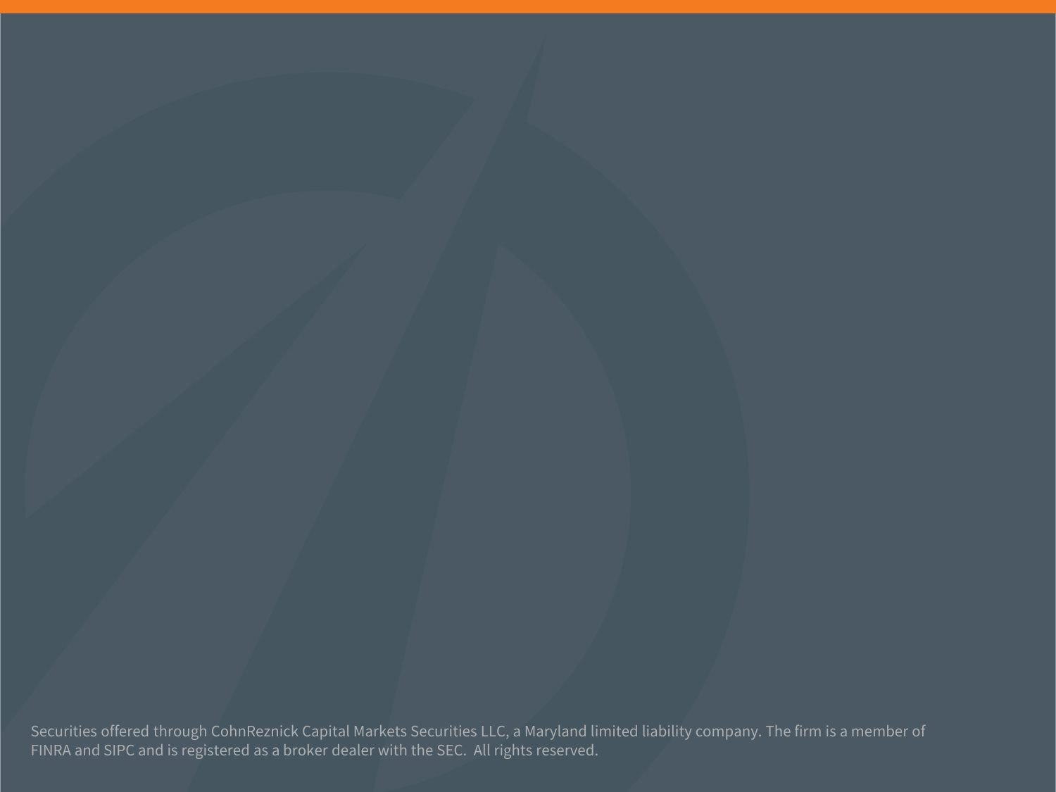Securities offered through CohnReznick Capital Markets Securities LLC, a Maryland limited liability company. The firm is a member of FINRA and SIPC and is registered as a broker dealer with the SEC.  All rights reserved.